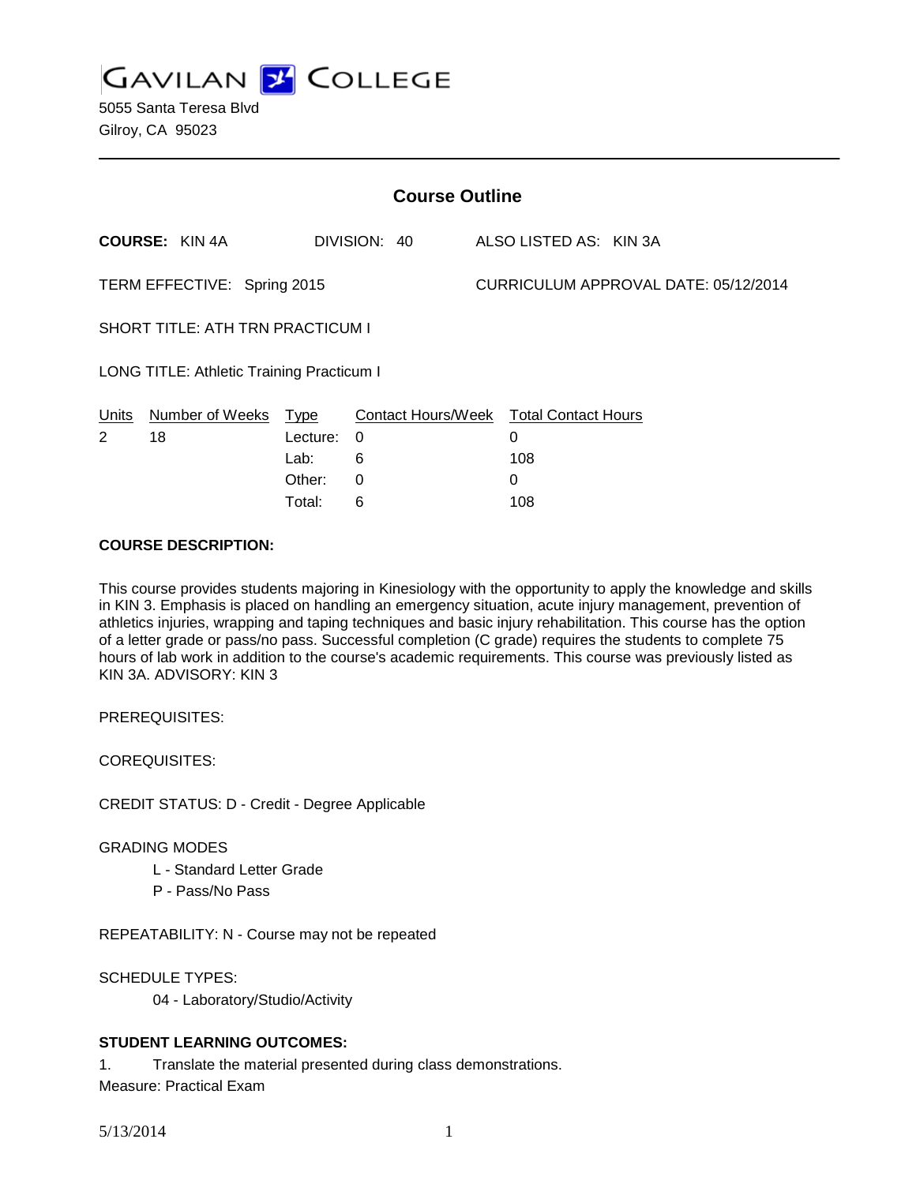GAVILAN COLLEGE

5055 Santa Teresa Blvd
Gilroy, CA 95023

## Course Outline

**COURSE:** KIN 4A DIVISION: 40 ALSO LISTED AS: KIN 3A

TERM EFFECTIVE: Spring 2015 CURRICULUM APPROVAL DATE: 05/12/2014

SHORT TITLE: ATH TRN PRACTICUM I

LONG TITLE: Athletic Training Practicum I

| Units | Number of Weeks | Type | Contact Hours/Week | Total Contact Hours |
|---|---|---|---|---|
| 2 | 18 | Lecture: | 0 | 0 |
| | | Lab: | 6 | 108 |
| | | Other: | 0 | 0 |
| | | Total: | 6 | 108 |

**COURSE DESCRIPTION:**

This course provides students majoring in Kinesiology with the opportunity to apply the knowledge and skills in KIN 3. Emphasis is placed on handling an emergency situation, acute injury management, prevention of athletics injuries, wrapping and taping techniques and basic injury rehabilitation. This course has the option of a letter grade or pass/no pass. Successful completion (C grade) requires the students to complete 75 hours of lab work in addition to the course's academic requirements. This course was previously listed as KIN 3A. ADVISORY: KIN 3

PREREQUISITES:

COREQUISITES:

CREDIT STATUS: D - Credit - Degree Applicable

GRADING MODES

L - Standard Letter Grade
P - Pass/No Pass

REPEATABILITY: N - Course may not be repeated

SCHEDULE TYPES:

04 - Laboratory/Studio/Activity

**STUDENT LEARNING OUTCOMES:**

1. Translate the material presented during class demonstrations.
Measure: Practical Exam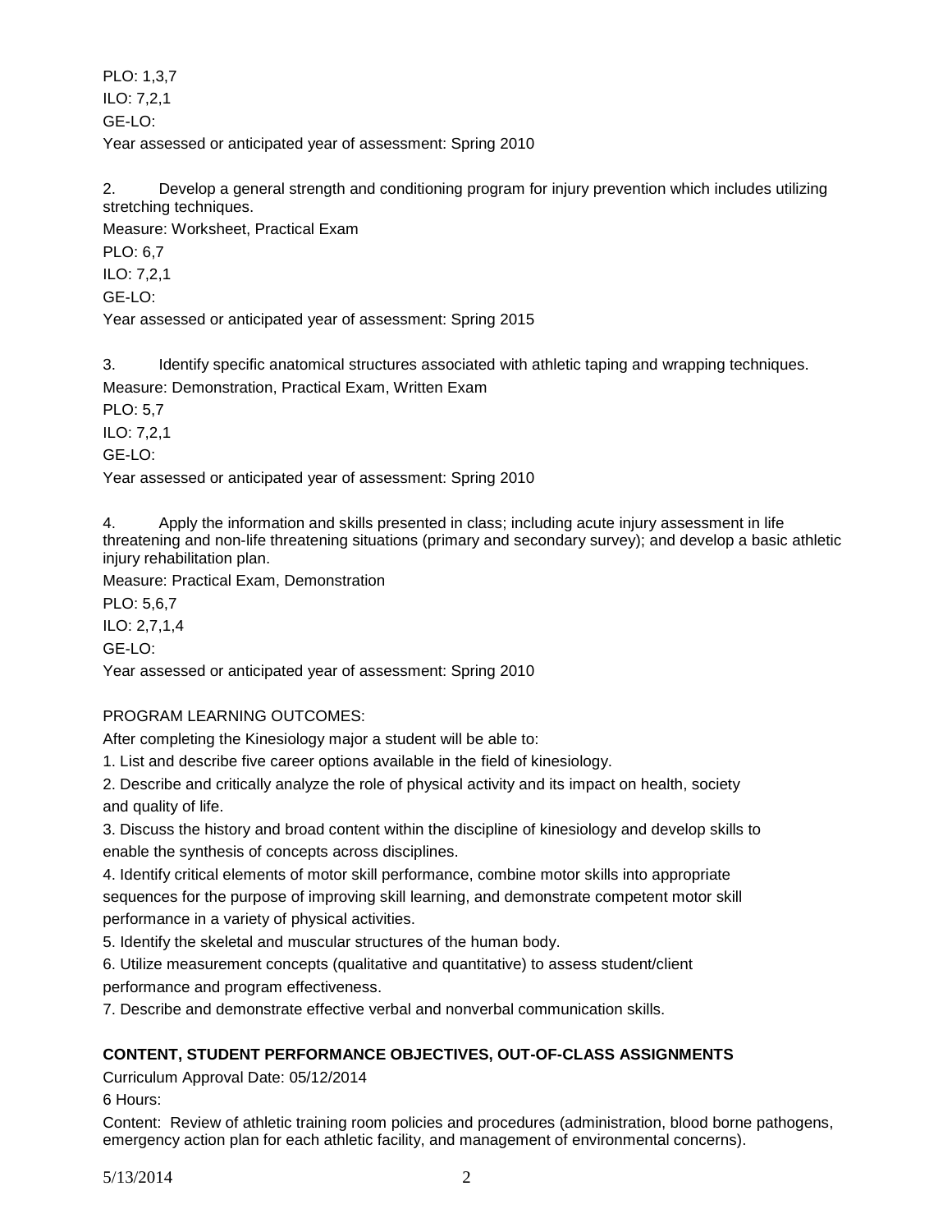PLO: 1,3,7

ILO: 7,2,1

GE-LO:

Year assessed or anticipated year of assessment: Spring 2010

2. Develop a general strength and conditioning program for injury prevention which includes utilizing stretching techniques.

Measure: Worksheet, Practical Exam

PLO: 6,7

ILO: 7,2,1

GE-LO:

Year assessed or anticipated year of assessment: Spring 2015

3. Identify specific anatomical structures associated with athletic taping and wrapping techniques.

Measure: Demonstration, Practical Exam, Written Exam

PLO: 5,7

ILO: 7,2,1

GE-LO:

Year assessed or anticipated year of assessment: Spring 2010

4. Apply the information and skills presented in class; including acute injury assessment in life threatening and non-life threatening situations (primary and secondary survey); and develop a basic athletic injury rehabilitation plan.

Measure: Practical Exam, Demonstration

PLO: 5,6,7

ILO: 2,7,1,4

GE-LO:

Year assessed or anticipated year of assessment: Spring 2010

PROGRAM LEARNING OUTCOMES:

After completing the Kinesiology major a student will be able to:

1. List and describe five career options available in the field of kinesiology.
2. Describe and critically analyze the role of physical activity and its impact on health, society and quality of life.
3. Discuss the history and broad content within the discipline of kinesiology and develop skills to enable the synthesis of concepts across disciplines.
4. Identify critical elements of motor skill performance, combine motor skills into appropriate sequences for the purpose of improving skill learning, and demonstrate competent motor skill performance in a variety of physical activities.
5. Identify the skeletal and muscular structures of the human body.
6. Utilize measurement concepts (qualitative and quantitative) to assess student/client performance and program effectiveness.
7. Describe and demonstrate effective verbal and nonverbal communication skills.

**CONTENT, STUDENT PERFORMANCE OBJECTIVES, OUT-OF-CLASS ASSIGNMENTS**

Curriculum Approval Date: 05/12/2014

6 Hours:

Content: Review of athletic training room policies and procedures (administration, blood borne pathogens, emergency action plan for each athletic facility, and management of environmental concerns).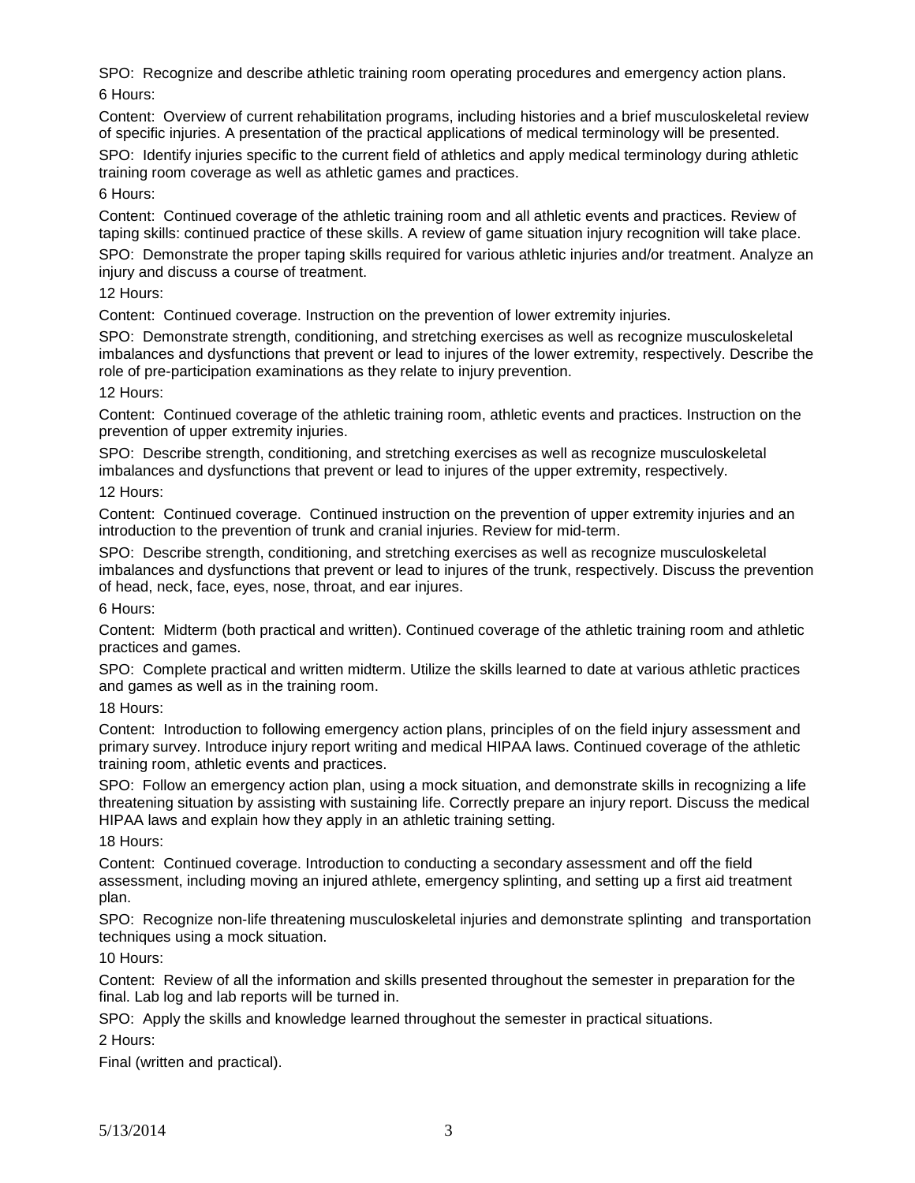SPO: Recognize and describe athletic training room operating procedures and emergency action plans.

6 Hours:

Content: Overview of current rehabilitation programs, including histories and a brief musculoskeletal review of specific injuries. A presentation of the practical applications of medical terminology will be presented.

SPO: Identify injuries specific to the current field of athletics and apply medical terminology during athletic training room coverage as well as athletic games and practices.

6 Hours:

Content: Continued coverage of the athletic training room and all athletic events and practices. Review of taping skills: continued practice of these skills. A review of game situation injury recognition will take place.

SPO: Demonstrate the proper taping skills required for various athletic injuries and/or treatment. Analyze an injury and discuss a course of treatment.

12 Hours:

Content: Continued coverage. Instruction on the prevention of lower extremity injuries.

SPO: Demonstrate strength, conditioning, and stretching exercises as well as recognize musculoskeletal imbalances and dysfunctions that prevent or lead to injures of the lower extremity, respectively. Describe the role of pre-participation examinations as they relate to injury prevention.

12 Hours:

Content: Continued coverage of the athletic training room, athletic events and practices. Instruction on the prevention of upper extremity injuries.

SPO: Describe strength, conditioning, and stretching exercises as well as recognize musculoskeletal imbalances and dysfunctions that prevent or lead to injures of the upper extremity, respectively.

12 Hours:

Content: Continued coverage. Continued instruction on the prevention of upper extremity injuries and an introduction to the prevention of trunk and cranial injuries. Review for mid-term.

SPO: Describe strength, conditioning, and stretching exercises as well as recognize musculoskeletal imbalances and dysfunctions that prevent or lead to injures of the trunk, respectively. Discuss the prevention of head, neck, face, eyes, nose, throat, and ear injures.

6 Hours:

Content: Midterm (both practical and written). Continued coverage of the athletic training room and athletic practices and games.

SPO: Complete practical and written midterm. Utilize the skills learned to date at various athletic practices and games as well as in the training room.

18 Hours:

Content: Introduction to following emergency action plans, principles of on the field injury assessment and primary survey. Introduce injury report writing and medical HIPAA laws. Continued coverage of the athletic training room, athletic events and practices.

SPO: Follow an emergency action plan, using a mock situation, and demonstrate skills in recognizing a life threatening situation by assisting with sustaining life. Correctly prepare an injury report. Discuss the medical HIPAA laws and explain how they apply in an athletic training setting.

18 Hours:

Content: Continued coverage. Introduction to conducting a secondary assessment and off the field assessment, including moving an injured athlete, emergency splinting, and setting up a first aid treatment plan.

SPO: Recognize non-life threatening musculoskeletal injuries and demonstrate splinting and transportation techniques using a mock situation.

10 Hours:

Content: Review of all the information and skills presented throughout the semester in preparation for the final. Lab log and lab reports will be turned in.

SPO: Apply the skills and knowledge learned throughout the semester in practical situations.

2 Hours:

Final (written and practical).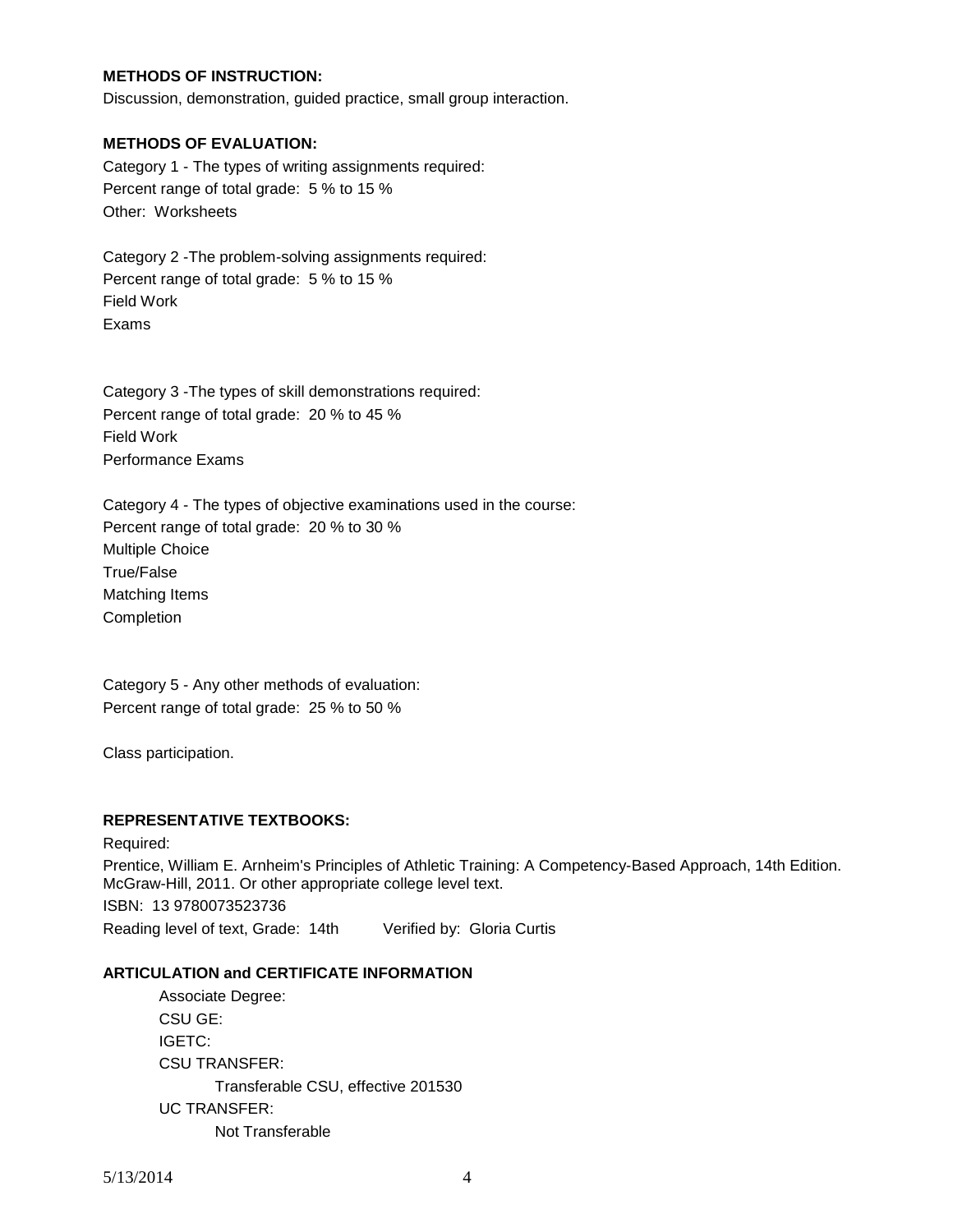**METHODS OF INSTRUCTION:**

Discussion, demonstration, guided practice, small group interaction.

**METHODS OF EVALUATION:**

Category 1 - The types of writing assignments required:
Percent range of total grade: 5 % to 15 %
Other: Worksheets

Category 2 -The problem-solving assignments required:
Percent range of total grade: 5 % to 15 %
Field Work
Exams

Category 3 -The types of skill demonstrations required:
Percent range of total grade: 20 % to 45 %
Field Work
Performance Exams

Category 4 - The types of objective examinations used in the course:
Percent range of total grade: 20 % to 30 %
Multiple Choice
True/False
Matching Items
Completion

Category 5 - Any other methods of evaluation:
Percent range of total grade: 25 % to 50 %

Class participation.

**REPRESENTATIVE TEXTBOOKS:**

Required:
Prentice, William E. Arnheim's Principles of Athletic Training: A Competency-Based Approach, 14th Edition. McGraw-Hill, 2011. Or other appropriate college level text.
ISBN: 13 9780073523736
Reading level of text, Grade: 14th Verified by: Gloria Curtis

**ARTICULATION and CERTIFICATE INFORMATION**

Associate Degree:
CSU GE:
IGETC:
CSU TRANSFER:
Transferable CSU, effective 201530
UC TRANSFER:
Not Transferable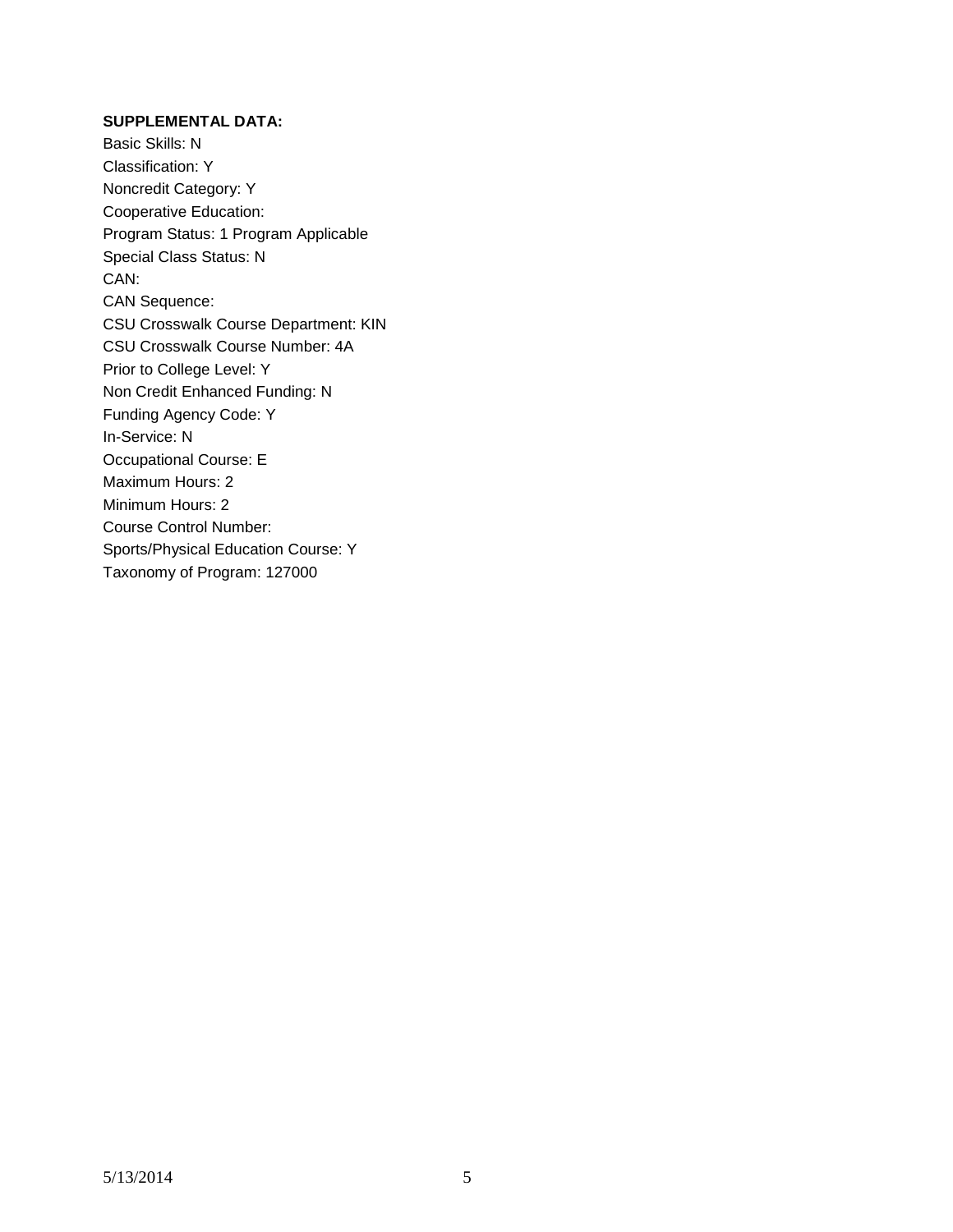**SUPPLEMENTAL DATA:**

Basic Skills: N
Classification: Y
Noncredit Category: Y
Cooperative Education:
Program Status: 1 Program Applicable
Special Class Status: N
CAN:
CAN Sequence:
CSU Crosswalk Course Department: KIN
CSU Crosswalk Course Number: 4A
Prior to College Level: Y
Non Credit Enhanced Funding: N
Funding Agency Code: Y
In-Service: N
Occupational Course: E
Maximum Hours: 2
Minimum Hours: 2
Course Control Number:
Sports/Physical Education Course: Y
Taxonomy of Program: 127000